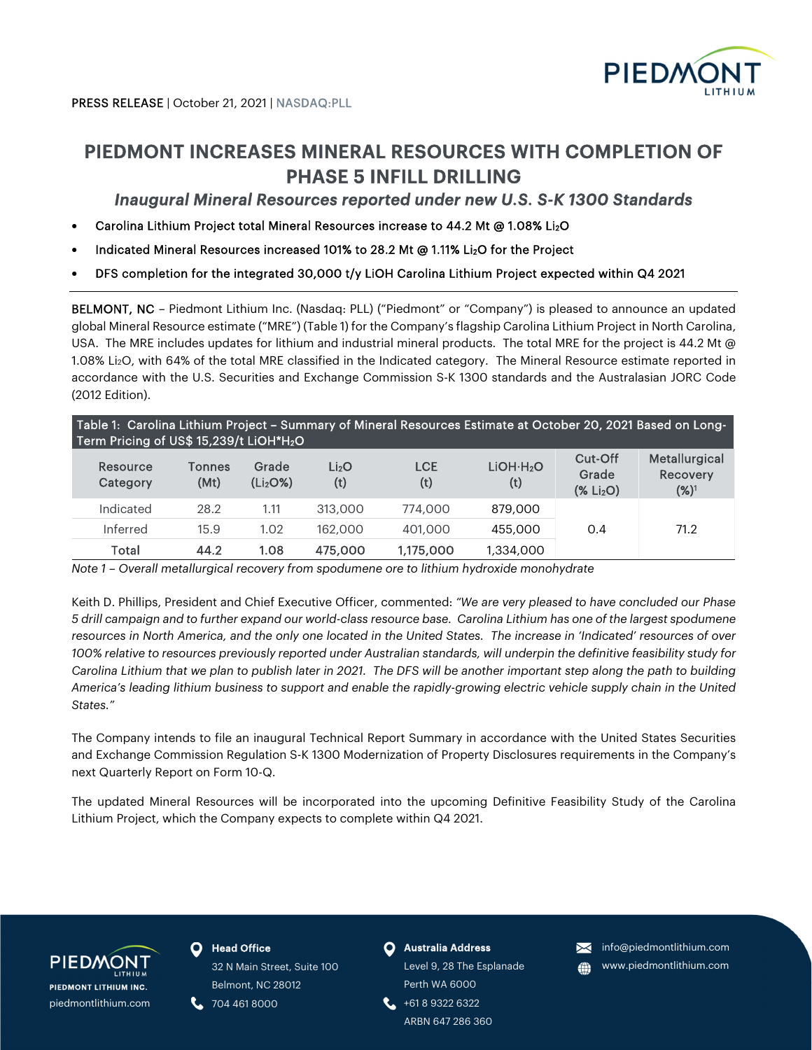PRESS RELEASE | October 21, 2021 | NASDAQ:PLL

# PIEDMONT INCREASES MINERAL RESOURCES WITH COMPLETION OF PHASE 5 INFILL DRILLING

### *Inaugural Mineral Resources reported under new U.S. S-K 1300 Standards*

- Carolina Lithium Project total Mineral Resources increase to 44.2 Mt @ 1.08% $Li_2O$
- Indicated Mineral Resources increased 101% to 28.2 Mt @ 1.11% $Li_2O$ for the Project
- DFS completion for the integrated 30,000 t/y LiOH Carolina Lithium Project expected within Q4 2021

**BELMONT, NC** – Piedmont Lithium Inc. (Nasdaq: PLL) ("Piedmont" or "Company") is pleased to announce an updated global Mineral Resource estimate ("MRE") (Table 1) for the Company's flagship Carolina Lithium Project in North Carolina, USA. The MRE includes updates for lithium and industrial mineral products. The total MRE for the project is 44.2 Mt @ 1.08% $Li_2O$, with 64% of the total MRE classified in the Indicated category. The Mineral Resource estimate reported in accordance with the U.S. Securities and Exchange Commission S-K 1300 standards and the Australasian JORC Code (2012 Edition).

Table 1: Carolina Lithium Project – Summary of Mineral Resources Estimate at October 20, 2021 Based on Long-Term Pricing of US$ 15,239/t $LiOH*H_2O$

| Resource Category | Tonnes (Mt) | Grade ($Li_2O$%) | $Li_2O$ (t) | LCE (t) | $LiOH{\cdot}H_2O$ (t) | Cut-Off Grade (% $Li_2O$) | Metallurgical Recovery (%)[1] |
|---|---|---|---|---|---|---|---|
| Indicated | 28.2 | 1.11 | 313,000 | 774,000 | 879,000 | 0.4 | 71.2 |
| Inferred | 15.9 | 1.02 | 162,000 | 401,000 | 455,000 | | |
| **Total** | **44.2** | **1.08** | **475,000** | **1,175,000** | **1,334,000** | | |

*Note 1 – Overall metallurgical recovery from spodumene ore to lithium hydroxide monohydrate*

Keith D. Phillips, President and Chief Executive Officer, commented: *"We are very pleased to have concluded our Phase 5 drill campaign and to further expand our world-class resource base. Carolina Lithium has one of the largest spodumene resources in North America, and the only one located in the United States. The increase in 'Indicated' resources of over 100% relative to resources previously reported under Australian standards, will underpin the definitive feasibility study for Carolina Lithium that we plan to publish later in 2021. The DFS will be another important step along the path to building America's leading lithium business to support and enable the rapidly-growing electric vehicle supply chain in the United States."*

The Company intends to file an inaugural Technical Report Summary in accordance with the United States Securities and Exchange Commission Regulation S-K 1300 Modernization of Property Disclosures requirements in the Company's next Quarterly Report on Form 10-Q.

The updated Mineral Resources will be incorporated into the upcoming Definitive Feasibility Study of the Carolina Lithium Project, which the Company expects to complete within Q4 2021.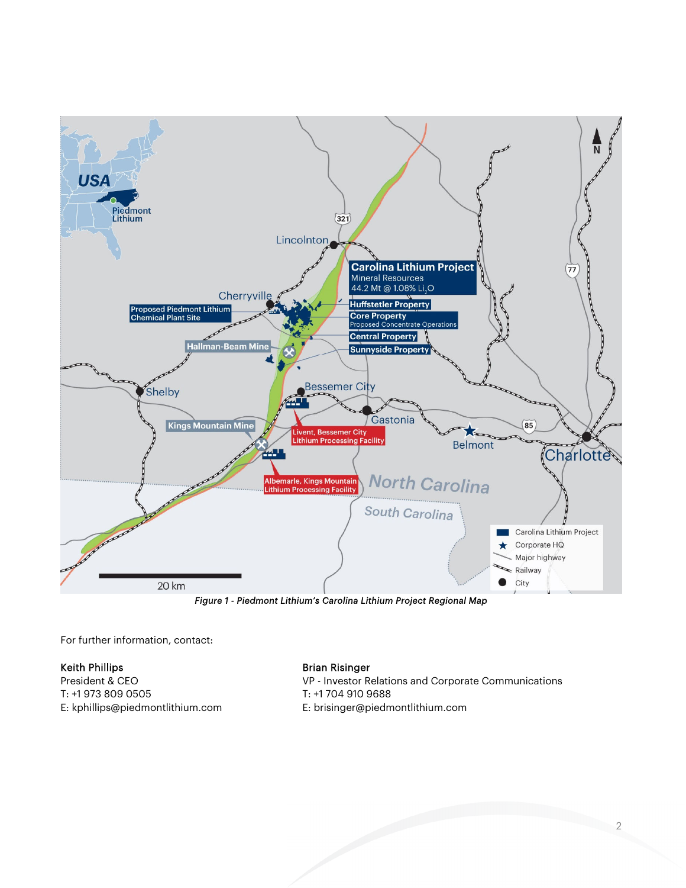*Figure 1 - Piedmont Lithium's Carolina Lithium Project Regional Map*

For further information, contact:

**Keith Phillips**
President & CEO
T: +1 973 809 0505
E: kphillips@piedmontlithium.com

**Brian Risinger**
VP - Investor Relations and Corporate Communications
T: +1 704 910 9688
E: brisinger@piedmontlithium.com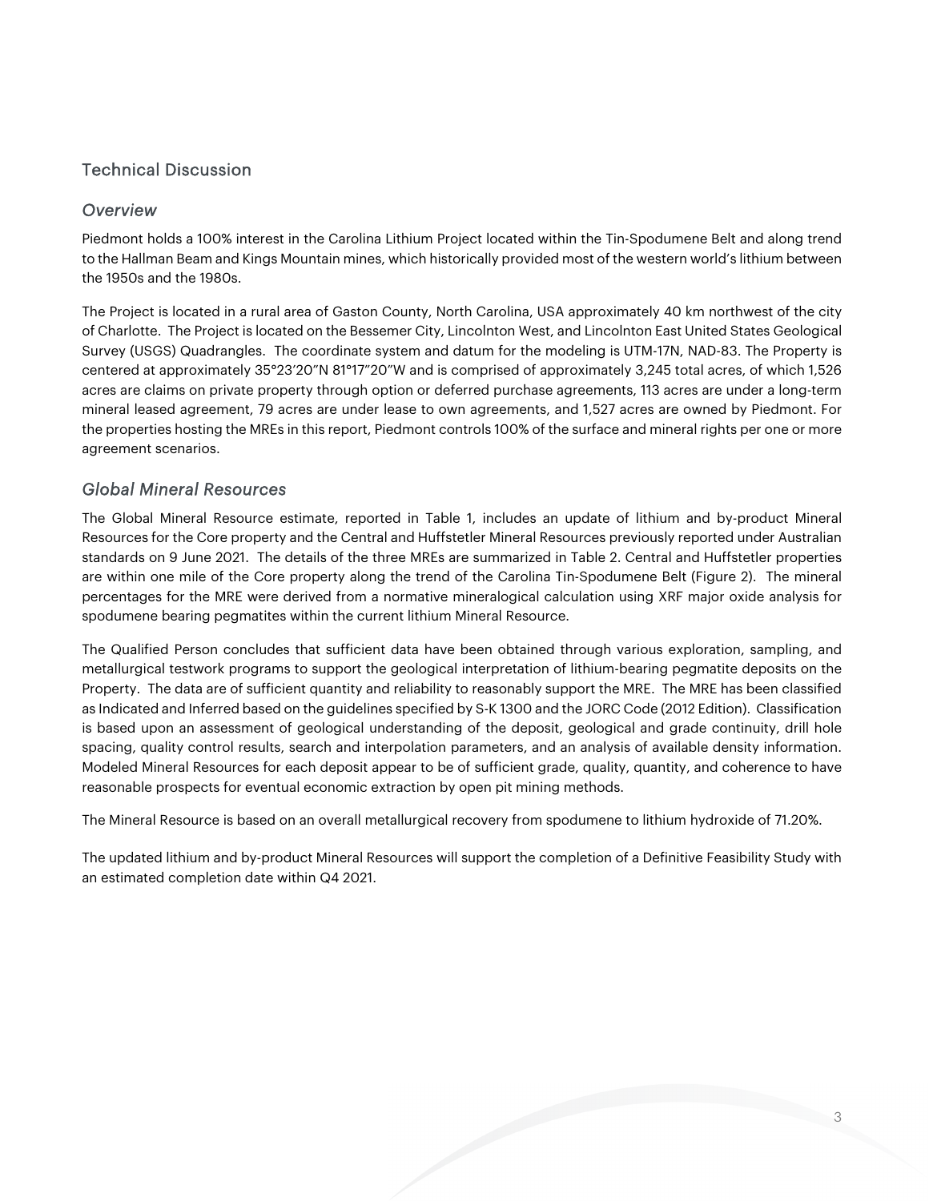## Technical Discussion

### *Overview*

Piedmont holds a 100% interest in the Carolina Lithium Project located within the Tin-Spodumene Belt and along trend to the Hallman Beam and Kings Mountain mines, which historically provided most of the western world's lithium between the 1950s and the 1980s.

The Project is located in a rural area of Gaston County, North Carolina, USA approximately 40 km northwest of the city of Charlotte. The Project is located on the Bessemer City, Lincolnton West, and Lincolnton East United States Geological Survey (USGS) Quadrangles. The coordinate system and datum for the modeling is UTM-17N, NAD-83. The Property is centered at approximately 35°23'20"N 81°17"20"W and is comprised of approximately 3,245 total acres, of which 1,526 acres are claims on private property through option or deferred purchase agreements, 113 acres are under a long-term mineral leased agreement, 79 acres are under lease to own agreements, and 1,527 acres are owned by Piedmont. For the properties hosting the MREs in this report, Piedmont controls 100% of the surface and mineral rights per one or more agreement scenarios.

### *Global Mineral Resources*

The Global Mineral Resource estimate, reported in Table 1, includes an update of lithium and by-product Mineral Resources for the Core property and the Central and Huffstetler Mineral Resources previously reported under Australian standards on 9 June 2021. The details of the three MREs are summarized in Table 2. Central and Huffstetler properties are within one mile of the Core property along the trend of the Carolina Tin-Spodumene Belt (Figure 2). The mineral percentages for the MRE were derived from a normative mineralogical calculation using XRF major oxide analysis for spodumene bearing pegmatites within the current lithium Mineral Resource.

The Qualified Person concludes that sufficient data have been obtained through various exploration, sampling, and metallurgical testwork programs to support the geological interpretation of lithium-bearing pegmatite deposits on the Property. The data are of sufficient quantity and reliability to reasonably support the MRE. The MRE has been classified as Indicated and Inferred based on the guidelines specified by S-K 1300 and the JORC Code (2012 Edition). Classification is based upon an assessment of geological understanding of the deposit, geological and grade continuity, drill hole spacing, quality control results, search and interpolation parameters, and an analysis of available density information. Modeled Mineral Resources for each deposit appear to be of sufficient grade, quality, quantity, and coherence to have reasonable prospects for eventual economic extraction by open pit mining methods.

The Mineral Resource is based on an overall metallurgical recovery from spodumene to lithium hydroxide of 71.20%.

The updated lithium and by-product Mineral Resources will support the completion of a Definitive Feasibility Study with an estimated completion date within Q4 2021.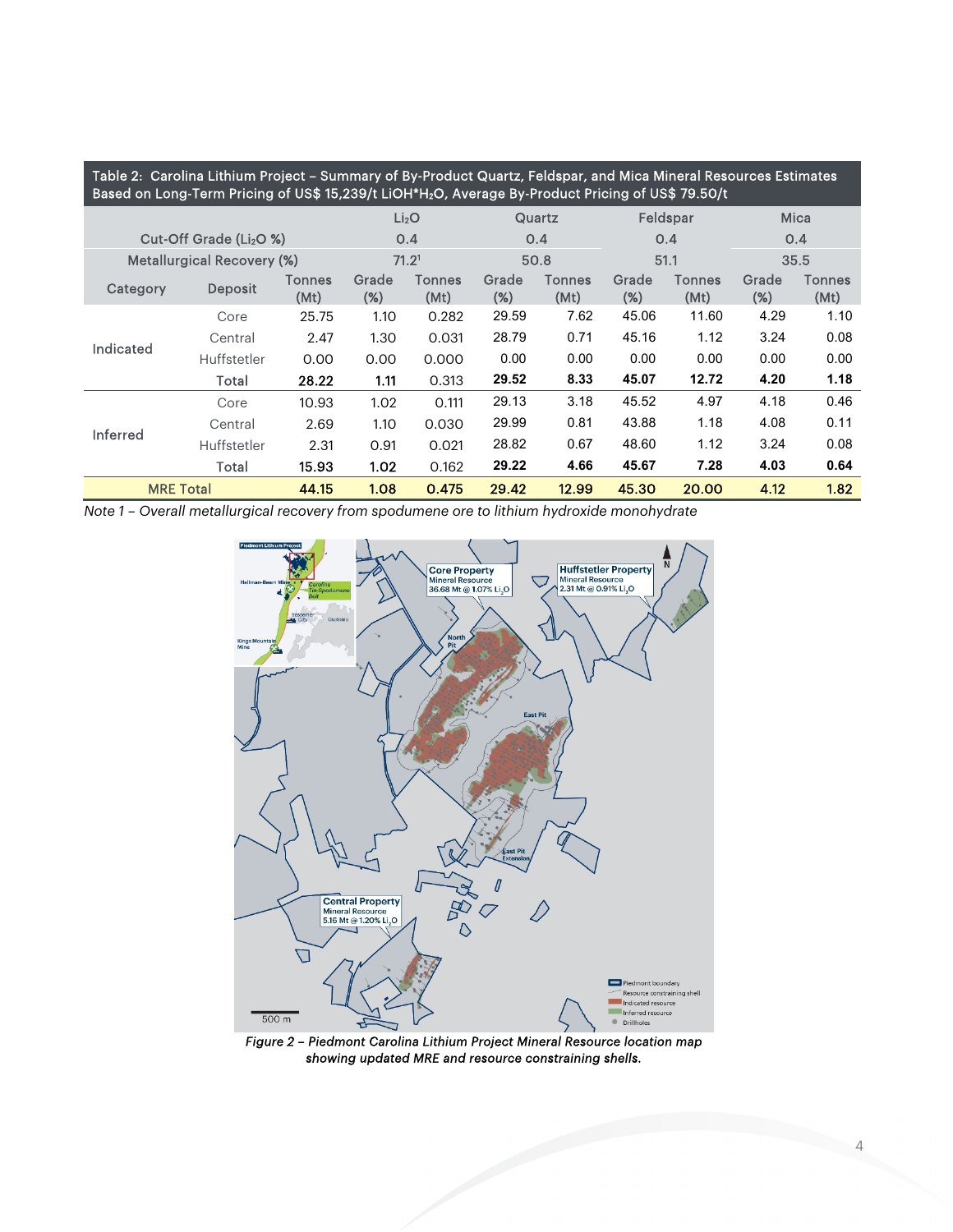Table 2: Carolina Lithium Project – Summary of By-Product Quartz, Feldspar, and Mica Mineral Resources Estimates Based on Long-Term Pricing of US$ 15,239/t $LiOH*H_2O$, Average By-Product Pricing of US$ 79.50/t

| | | $Li_2O$ | | Quartz | | Feldspar | | Mica | |
|---|---|---|---|---|---|---|---|---|---|
| Cut-Off Grade ($Li_2O$ %) | | 0.4 | | 0.4 | | 0.4 | | 0.4 | |
| Metallurgical Recovery (%) | | 71.2[1] | | 50.8 | | 51.1 | | 35.5 | |
| Category | Deposit | Tonnes (Mt) | Grade (%) | Tonnes (Mt) | Grade (%) | Tonnes (Mt) | Grade (%) | Tonnes (Mt) | Grade (%) | Tonnes (Mt) |
| Indicated | Core | 25.75 | 1.10 | 0.282 | 29.59 | 7.62 | 45.06 | 11.60 | 4.29 | 1.10 |
| | Central | 2.47 | 1.30 | 0.031 | 28.79 | 0.71 | 45.16 | 1.12 | 3.24 | 0.08 |
| | Huffstetler | 0.00 | 0.00 | 0.000 | 0.00 | 0.00 | 0.00 | 0.00 | 0.00 | 0.00 |
| | Total | **28.22** | **1.11** | 0.313 | **29.52** | **8.33** | **45.07** | **12.72** | **4.20** | **1.18** |
| Inferred | Core | 10.93 | 1.02 | 0.111 | 29.13 | 3.18 | 45.52 | 4.97 | 4.18 | 0.46 |
| | Central | 2.69 | 1.10 | 0.030 | 29.99 | 0.81 | 43.88 | 1.18 | 4.08 | 0.11 |
| | Huffstetler | 2.31 | 0.91 | 0.021 | 28.82 | 0.67 | 48.60 | 1.12 | 3.24 | 0.08 |
| | Total | **15.93** | **1.02** | 0.162 | **29.22** | **4.66** | **45.67** | **7.28** | **4.03** | **0.64** |
| MRE Total | | **44.15** | **1.08** | **0.475** | **29.42** | **12.99** | **45.30** | **20.00** | **4.12** | **1.82** |

*Note 1 – Overall metallurgical recovery from spodumene ore to lithium hydroxide monohydrate*

*Figure 2 – Piedmont Carolina Lithium Project Mineral Resource location map showing updated MRE and resource constraining shells.*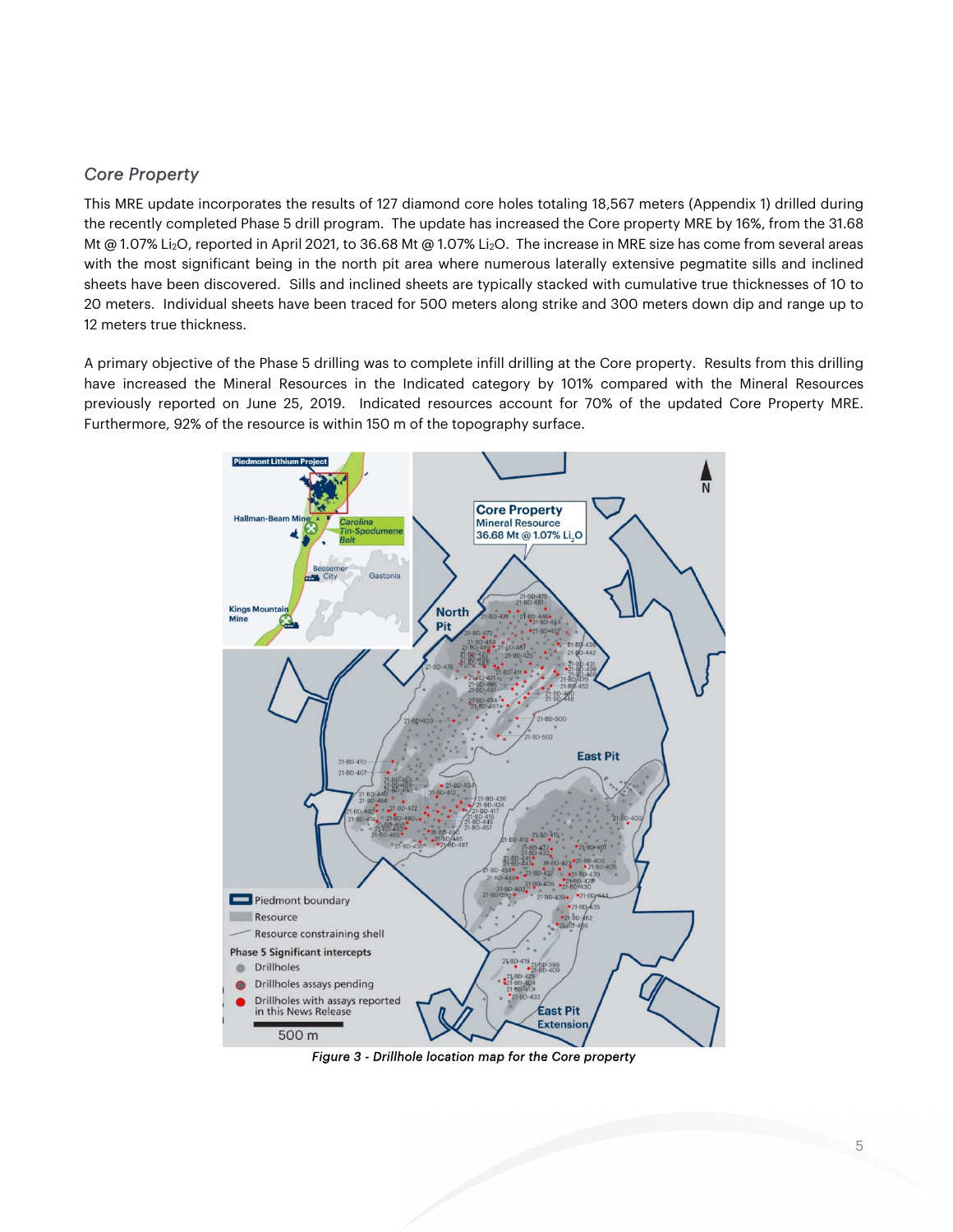### *Core Property*

This MRE update incorporates the results of 127 diamond core holes totaling 18,567 meters (Appendix 1) drilled during the recently completed Phase 5 drill program. The update has increased the Core property MRE by 16%, from the 31.68 Mt @ 1.07% $Li_2O$, reported in April 2021, to 36.68 Mt @ 1.07% $Li_2O$. The increase in MRE size has come from several areas with the most significant being in the north pit area where numerous laterally extensive pegmatite sills and inclined sheets have been discovered. Sills and inclined sheets are typically stacked with cumulative true thicknesses of 10 to 20 meters. Individual sheets have been traced for 500 meters along strike and 300 meters down dip and range up to 12 meters true thickness.

A primary objective of the Phase 5 drilling was to complete infill drilling at the Core property. Results from this drilling have increased the Mineral Resources in the Indicated category by 101% compared with the Mineral Resources previously reported on June 25, 2019. Indicated resources account for 70% of the updated Core Property MRE. Furthermore, 92% of the resource is within 150 m of the topography surface.

*Figure 3 - Drillhole location map for the Core property*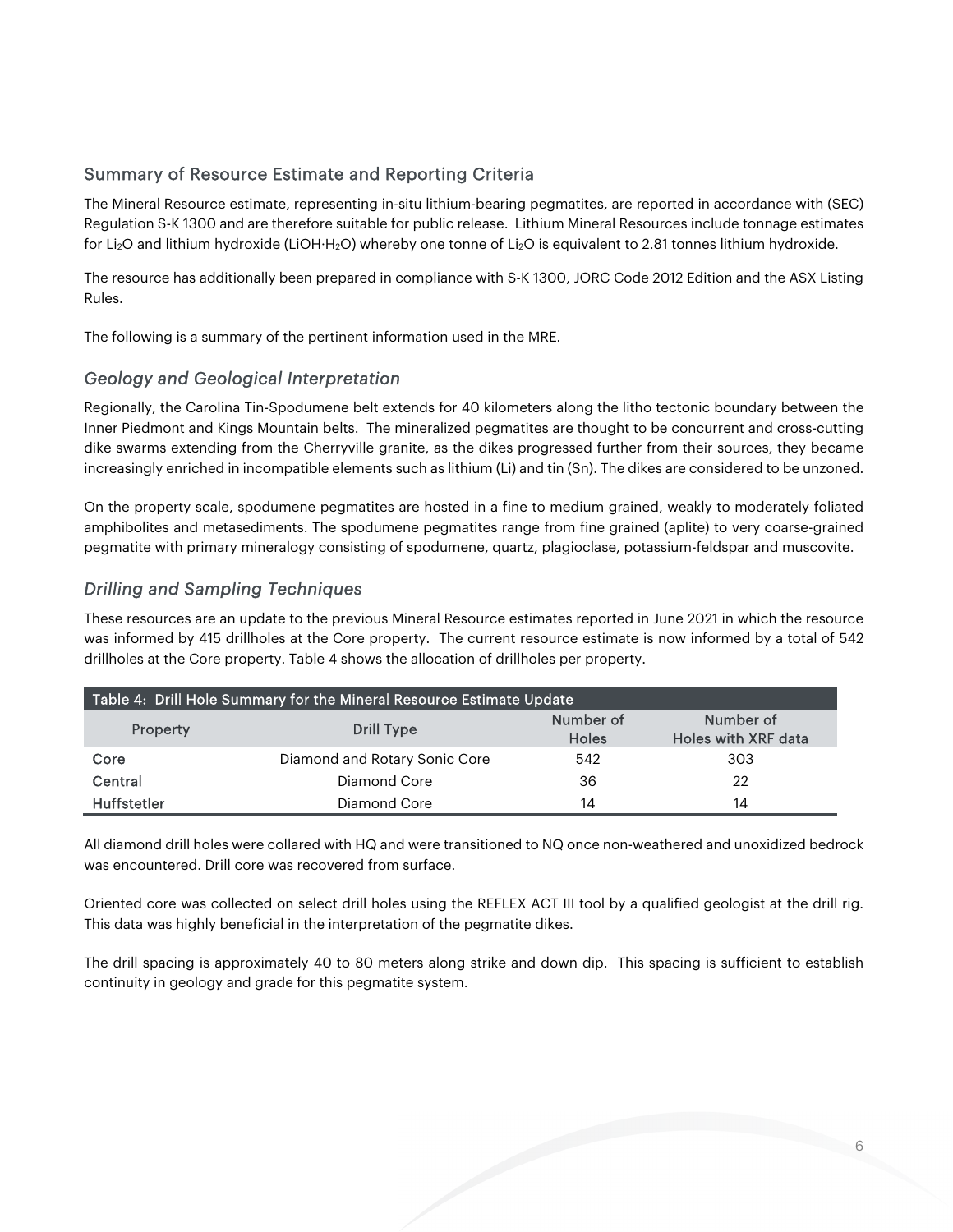## Summary of Resource Estimate and Reporting Criteria

The Mineral Resource estimate, representing in-situ lithium-bearing pegmatites, are reported in accordance with (SEC) Regulation S-K 1300 and are therefore suitable for public release. Lithium Mineral Resources include tonnage estimates for $Li_2O$ and lithium hydroxide ($LiOH{\cdot}H_2O$) whereby one tonne of $Li_2O$ is equivalent to 2.81 tonnes lithium hydroxide.

The resource has additionally been prepared in compliance with S-K 1300, JORC Code 2012 Edition and the ASX Listing Rules.

The following is a summary of the pertinent information used in the MRE.

### *Geology and Geological Interpretation*

Regionally, the Carolina Tin-Spodumene belt extends for 40 kilometers along the litho tectonic boundary between the Inner Piedmont and Kings Mountain belts. The mineralized pegmatites are thought to be concurrent and cross-cutting dike swarms extending from the Cherryville granite, as the dikes progressed further from their sources, they became increasingly enriched in incompatible elements such as lithium (Li) and tin (Sn). The dikes are considered to be unzoned.

On the property scale, spodumene pegmatites are hosted in a fine to medium grained, weakly to moderately foliated amphibolites and metasediments. The spodumene pegmatites range from fine grained (aplite) to very coarse-grained pegmatite with primary mineralogy consisting of spodumene, quartz, plagioclase, potassium-feldspar and muscovite.

### *Drilling and Sampling Techniques*

These resources are an update to the previous Mineral Resource estimates reported in June 2021 in which the resource was informed by 415 drillholes at the Core property. The current resource estimate is now informed by a total of 542 drillholes at the Core property. Table 4 shows the allocation of drillholes per property.

Table 4: Drill Hole Summary for the Mineral Resource Estimate Update

| Property | Drill Type | Number of Holes | Number of Holes with XRF data |
|---|---|---|---|
| Core | Diamond and Rotary Sonic Core | 542 | 303 |
| Central | Diamond Core | 36 | 22 |
| Huffstetler | Diamond Core | 14 | 14 |

All diamond drill holes were collared with HQ and were transitioned to NQ once non-weathered and unoxidized bedrock was encountered. Drill core was recovered from surface.

Oriented core was collected on select drill holes using the REFLEX ACT III tool by a qualified geologist at the drill rig. This data was highly beneficial in the interpretation of the pegmatite dikes.

The drill spacing is approximately 40 to 80 meters along strike and down dip. This spacing is sufficient to establish continuity in geology and grade for this pegmatite system.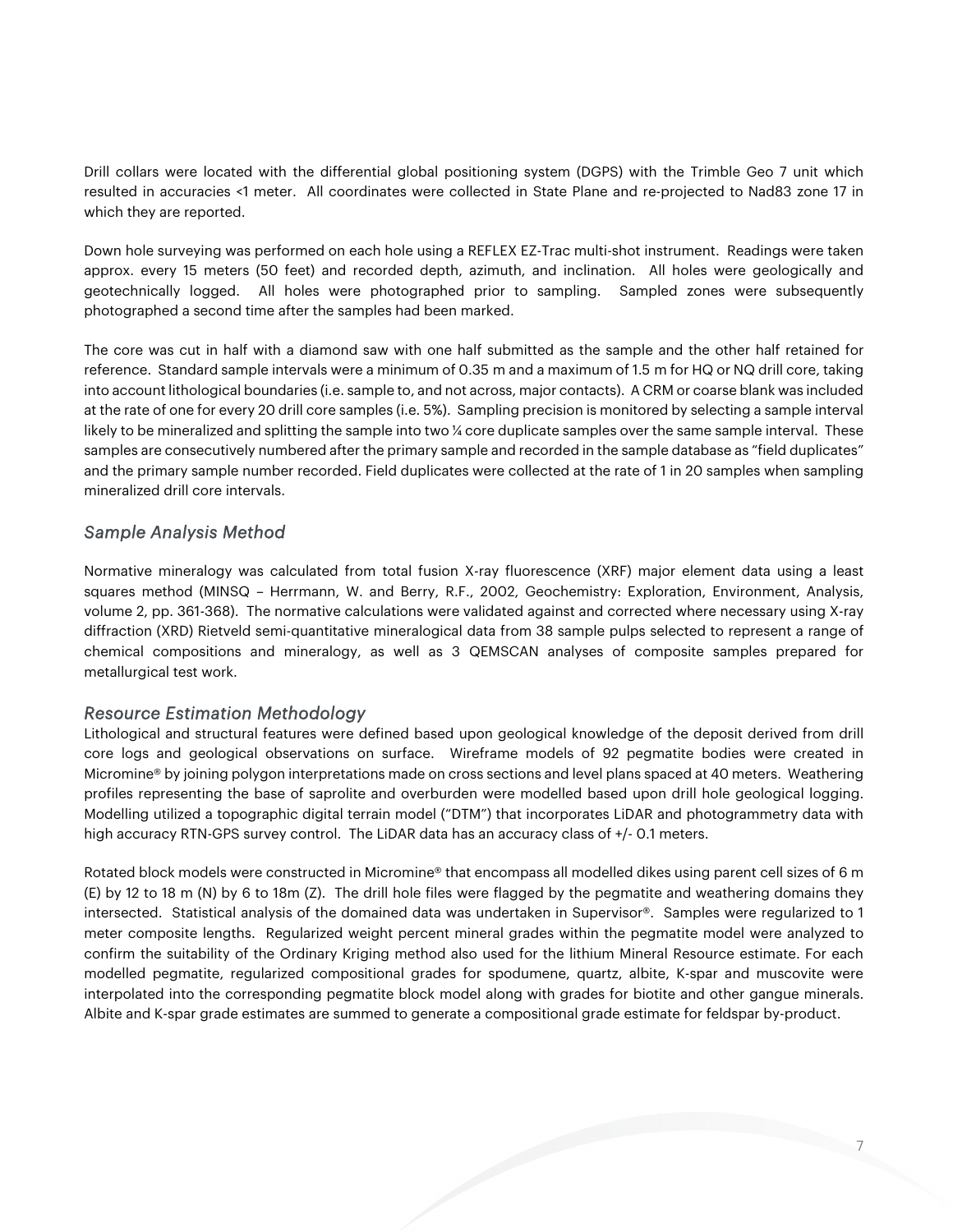Drill collars were located with the differential global positioning system (DGPS) with the Trimble Geo 7 unit which resulted in accuracies <1 meter. All coordinates were collected in State Plane and re-projected to Nad83 zone 17 in which they are reported.

Down hole surveying was performed on each hole using a REFLEX EZ-Trac multi-shot instrument. Readings were taken approx. every 15 meters (50 feet) and recorded depth, azimuth, and inclination. All holes were geologically and geotechnically logged. All holes were photographed prior to sampling. Sampled zones were subsequently photographed a second time after the samples had been marked.

The core was cut in half with a diamond saw with one half submitted as the sample and the other half retained for reference. Standard sample intervals were a minimum of 0.35 m and a maximum of 1.5 m for HQ or NQ drill core, taking into account lithological boundaries (i.e. sample to, and not across, major contacts). A CRM or coarse blank was included at the rate of one for every 20 drill core samples (i.e. 5%). Sampling precision is monitored by selecting a sample interval likely to be mineralized and splitting the sample into two ¼ core duplicate samples over the same sample interval. These samples are consecutively numbered after the primary sample and recorded in the sample database as "field duplicates" and the primary sample number recorded. Field duplicates were collected at the rate of 1 in 20 samples when sampling mineralized drill core intervals.

### *Sample Analysis Method*

Normative mineralogy was calculated from total fusion X-ray fluorescence (XRF) major element data using a least squares method (MINSQ – Herrmann, W. and Berry, R.F., 2002, Geochemistry: Exploration, Environment, Analysis, volume 2, pp. 361-368). The normative calculations were validated against and corrected where necessary using X-ray diffraction (XRD) Rietveld semi-quantitative mineralogical data from 38 sample pulps selected to represent a range of chemical compositions and mineralogy, as well as 3 QEMSCAN analyses of composite samples prepared for metallurgical test work.

### *Resource Estimation Methodology*

Lithological and structural features were defined based upon geological knowledge of the deposit derived from drill core logs and geological observations on surface. Wireframe models of 92 pegmatite bodies were created in Micromine® by joining polygon interpretations made on cross sections and level plans spaced at 40 meters. Weathering profiles representing the base of saprolite and overburden were modelled based upon drill hole geological logging. Modelling utilized a topographic digital terrain model ("DTM") that incorporates LiDAR and photogrammetry data with high accuracy RTN-GPS survey control. The LiDAR data has an accuracy class of +/- 0.1 meters.

Rotated block models were constructed in Micromine® that encompass all modelled dikes using parent cell sizes of 6 m (E) by 12 to 18 m (N) by 6 to 18m (Z). The drill hole files were flagged by the pegmatite and weathering domains they intersected. Statistical analysis of the domained data was undertaken in Supervisor®. Samples were regularized to 1 meter composite lengths. Regularized weight percent mineral grades within the pegmatite model were analyzed to confirm the suitability of the Ordinary Kriging method also used for the lithium Mineral Resource estimate. For each modelled pegmatite, regularized compositional grades for spodumene, quartz, albite, K-spar and muscovite were interpolated into the corresponding pegmatite block model along with grades for biotite and other gangue minerals. Albite and K-spar grade estimates are summed to generate a compositional grade estimate for feldspar by-product.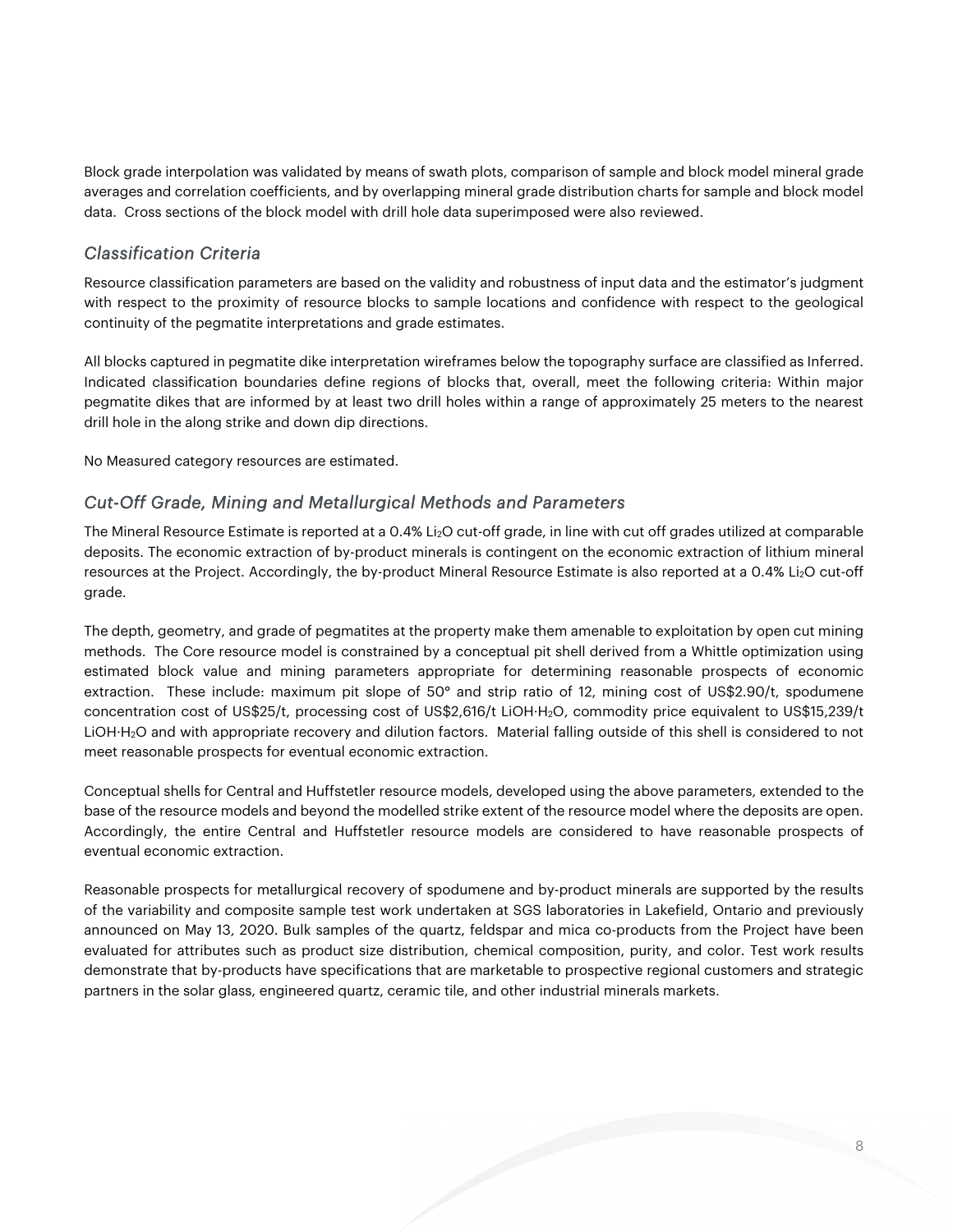Block grade interpolation was validated by means of swath plots, comparison of sample and block model mineral grade averages and correlation coefficients, and by overlapping mineral grade distribution charts for sample and block model data. Cross sections of the block model with drill hole data superimposed were also reviewed.

### *Classification Criteria*

Resource classification parameters are based on the validity and robustness of input data and the estimator's judgment with respect to the proximity of resource blocks to sample locations and confidence with respect to the geological continuity of the pegmatite interpretations and grade estimates.

All blocks captured in pegmatite dike interpretation wireframes below the topography surface are classified as Inferred. Indicated classification boundaries define regions of blocks that, overall, meet the following criteria: Within major pegmatite dikes that are informed by at least two drill holes within a range of approximately 25 meters to the nearest drill hole in the along strike and down dip directions.

No Measured category resources are estimated.

### *Cut-Off Grade, Mining and Metallurgical Methods and Parameters*

The Mineral Resource Estimate is reported at a 0.4% $Li_2O$ cut-off grade, in line with cut off grades utilized at comparable deposits. The economic extraction of by-product minerals is contingent on the economic extraction of lithium mineral resources at the Project. Accordingly, the by-product Mineral Resource Estimate is also reported at a 0.4% $Li_2O$ cut-off grade.

The depth, geometry, and grade of pegmatites at the property make them amenable to exploitation by open cut mining methods. The Core resource model is constrained by a conceptual pit shell derived from a Whittle optimization using estimated block value and mining parameters appropriate for determining reasonable prospects of economic extraction. These include: maximum pit slope of 50° and strip ratio of 12, mining cost of US$2.90/t, spodumene concentration cost of US$25/t, processing cost of US$2,616/t $LiOH{\cdot}H_2O$, commodity price equivalent to US$15,239/t $LiOH{\cdot}H_2O$ and with appropriate recovery and dilution factors. Material falling outside of this shell is considered to not meet reasonable prospects for eventual economic extraction.

Conceptual shells for Central and Huffstetler resource models, developed using the above parameters, extended to the base of the resource models and beyond the modelled strike extent of the resource model where the deposits are open. Accordingly, the entire Central and Huffstetler resource models are considered to have reasonable prospects of eventual economic extraction.

Reasonable prospects for metallurgical recovery of spodumene and by-product minerals are supported by the results of the variability and composite sample test work undertaken at SGS laboratories in Lakefield, Ontario and previously announced on May 13, 2020. Bulk samples of the quartz, feldspar and mica co-products from the Project have been evaluated for attributes such as product size distribution, chemical composition, purity, and color. Test work results demonstrate that by-products have specifications that are marketable to prospective regional customers and strategic partners in the solar glass, engineered quartz, ceramic tile, and other industrial minerals markets.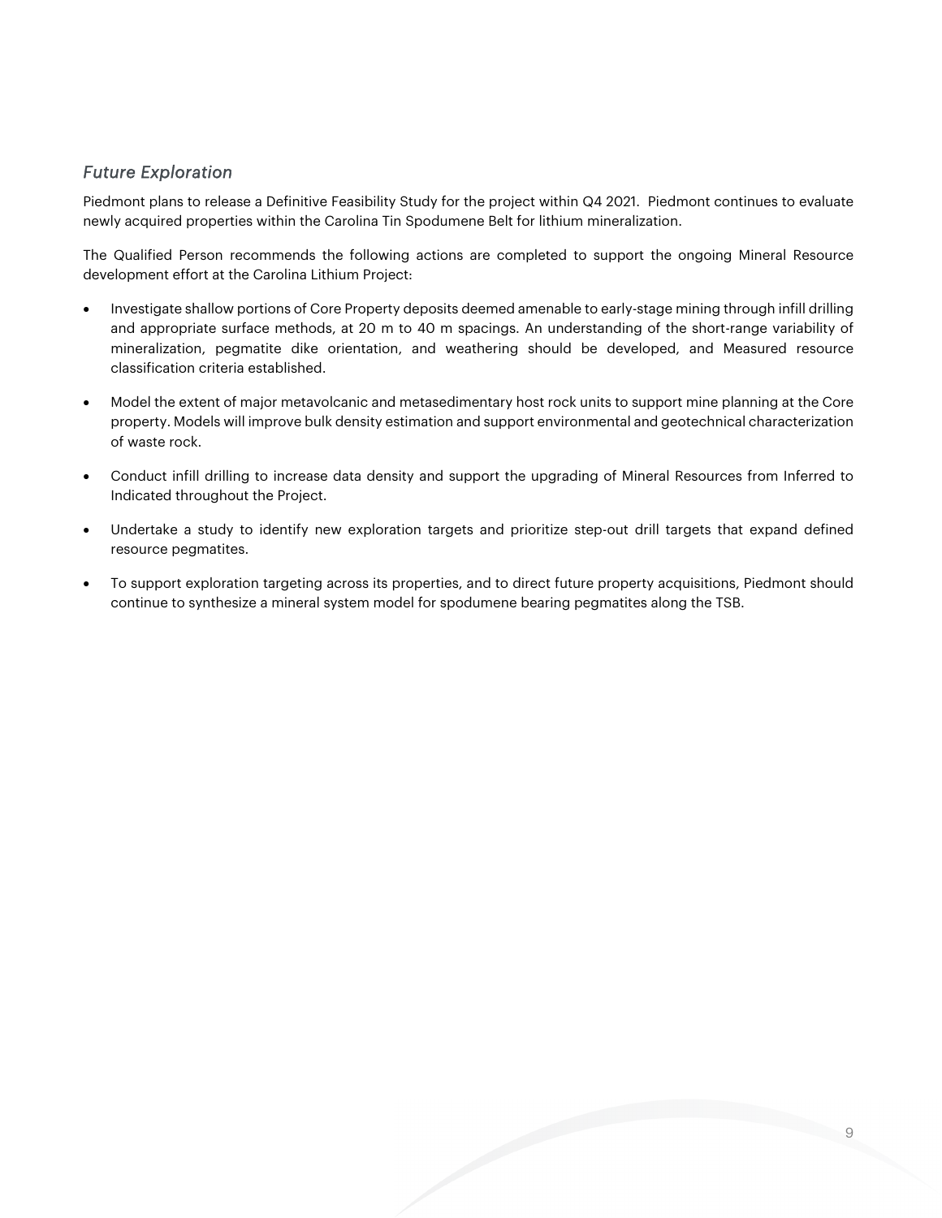### *Future Exploration*

Piedmont plans to release a Definitive Feasibility Study for the project within Q4 2021. Piedmont continues to evaluate newly acquired properties within the Carolina Tin Spodumene Belt for lithium mineralization.

The Qualified Person recommends the following actions are completed to support the ongoing Mineral Resource development effort at the Carolina Lithium Project:

- Investigate shallow portions of Core Property deposits deemed amenable to early-stage mining through infill drilling and appropriate surface methods, at 20 m to 40 m spacings. An understanding of the short-range variability of mineralization, pegmatite dike orientation, and weathering should be developed, and Measured resource classification criteria established.
- Model the extent of major metavolcanic and metasedimentary host rock units to support mine planning at the Core property. Models will improve bulk density estimation and support environmental and geotechnical characterization of waste rock.
- Conduct infill drilling to increase data density and support the upgrading of Mineral Resources from Inferred to Indicated throughout the Project.
- Undertake a study to identify new exploration targets and prioritize step-out drill targets that expand defined resource pegmatites.
- To support exploration targeting across its properties, and to direct future property acquisitions, Piedmont should continue to synthesize a mineral system model for spodumene bearing pegmatites along the TSB.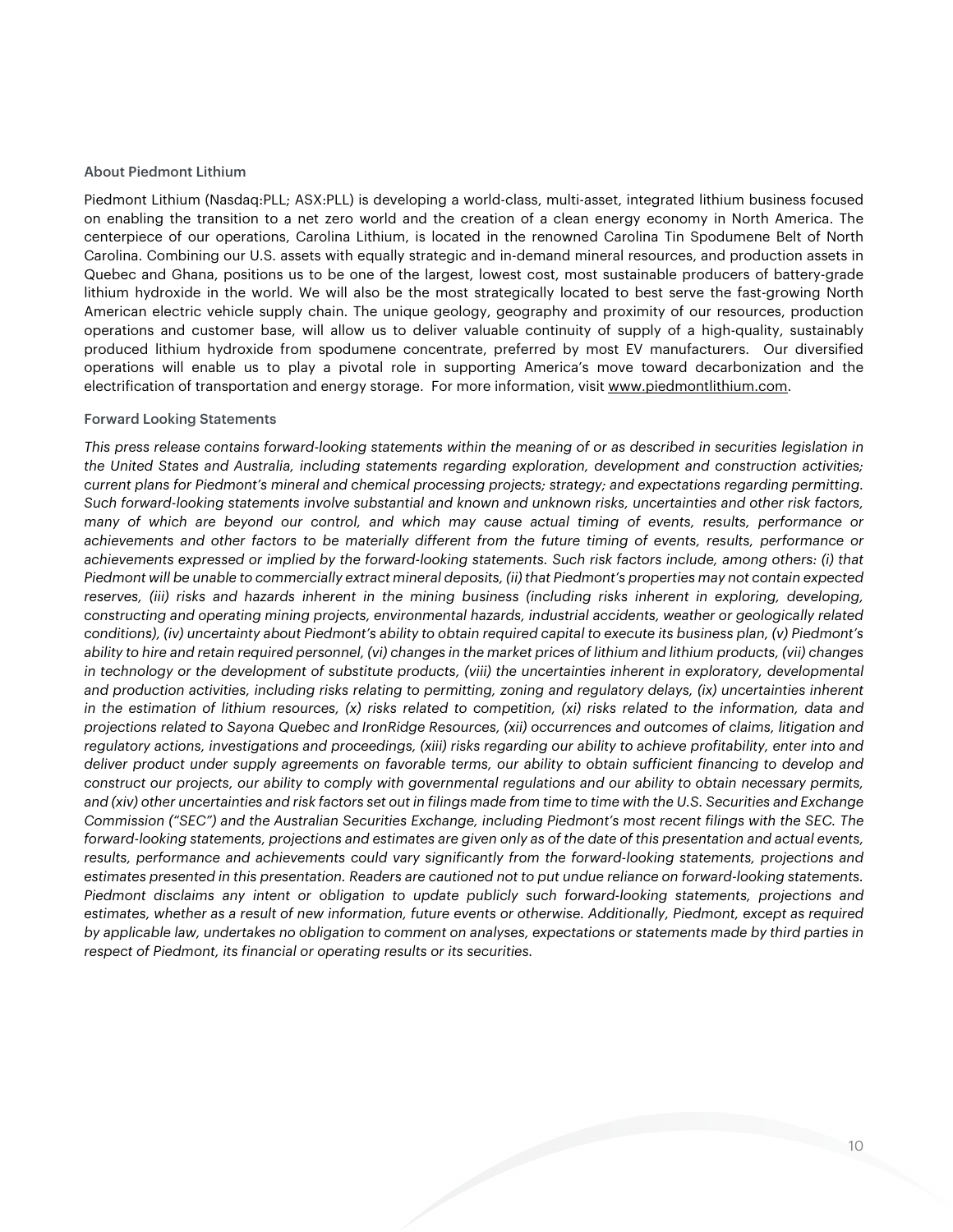### About Piedmont Lithium

Piedmont Lithium (Nasdaq:PLL; ASX:PLL) is developing a world-class, multi-asset, integrated lithium business focused on enabling the transition to a net zero world and the creation of a clean energy economy in North America. The centerpiece of our operations, Carolina Lithium, is located in the renowned Carolina Tin Spodumene Belt of North Carolina. Combining our U.S. assets with equally strategic and in-demand mineral resources, and production assets in Quebec and Ghana, positions us to be one of the largest, lowest cost, most sustainable producers of battery-grade lithium hydroxide in the world. We will also be the most strategically located to best serve the fast-growing North American electric vehicle supply chain. The unique geology, geography and proximity of our resources, production operations and customer base, will allow us to deliver valuable continuity of supply of a high-quality, sustainably produced lithium hydroxide from spodumene concentrate, preferred by most EV manufacturers. Our diversified operations will enable us to play a pivotal role in supporting America's move toward decarbonization and the electrification of transportation and energy storage. For more information, visit www.piedmontlithium.com.

### Forward Looking Statements

*This press release contains forward-looking statements within the meaning of or as described in securities legislation in the United States and Australia, including statements regarding exploration, development and construction activities; current plans for Piedmont's mineral and chemical processing projects; strategy; and expectations regarding permitting. Such forward-looking statements involve substantial and known and unknown risks, uncertainties and other risk factors, many of which are beyond our control, and which may cause actual timing of events, results, performance or achievements and other factors to be materially different from the future timing of events, results, performance or achievements expressed or implied by the forward-looking statements. Such risk factors include, among others: (i) that Piedmont will be unable to commercially extract mineral deposits, (ii) that Piedmont's properties may not contain expected reserves, (iii) risks and hazards inherent in the mining business (including risks inherent in exploring, developing, constructing and operating mining projects, environmental hazards, industrial accidents, weather or geologically related conditions), (iv) uncertainty about Piedmont's ability to obtain required capital to execute its business plan, (v) Piedmont's ability to hire and retain required personnel, (vi) changes in the market prices of lithium and lithium products, (vii) changes in technology or the development of substitute products, (viii) the uncertainties inherent in exploratory, developmental and production activities, including risks relating to permitting, zoning and regulatory delays, (ix) uncertainties inherent in the estimation of lithium resources, (x) risks related to competition, (xi) risks related to the information, data and projections related to Sayona Quebec and IronRidge Resources, (xii) occurrences and outcomes of claims, litigation and regulatory actions, investigations and proceedings, (xiii) risks regarding our ability to achieve profitability, enter into and deliver product under supply agreements on favorable terms, our ability to obtain sufficient financing to develop and construct our projects, our ability to comply with governmental regulations and our ability to obtain necessary permits, and (xiv) other uncertainties and risk factors set out in filings made from time to time with the U.S. Securities and Exchange Commission ("SEC") and the Australian Securities Exchange, including Piedmont's most recent filings with the SEC. The forward-looking statements, projections and estimates are given only as of the date of this presentation and actual events, results, performance and achievements could vary significantly from the forward-looking statements, projections and estimates presented in this presentation. Readers are cautioned not to put undue reliance on forward-looking statements. Piedmont disclaims any intent or obligation to update publicly such forward-looking statements, projections and estimates, whether as a result of new information, future events or otherwise. Additionally, Piedmont, except as required by applicable law, undertakes no obligation to comment on analyses, expectations or statements made by third parties in respect of Piedmont, its financial or operating results or its securities.*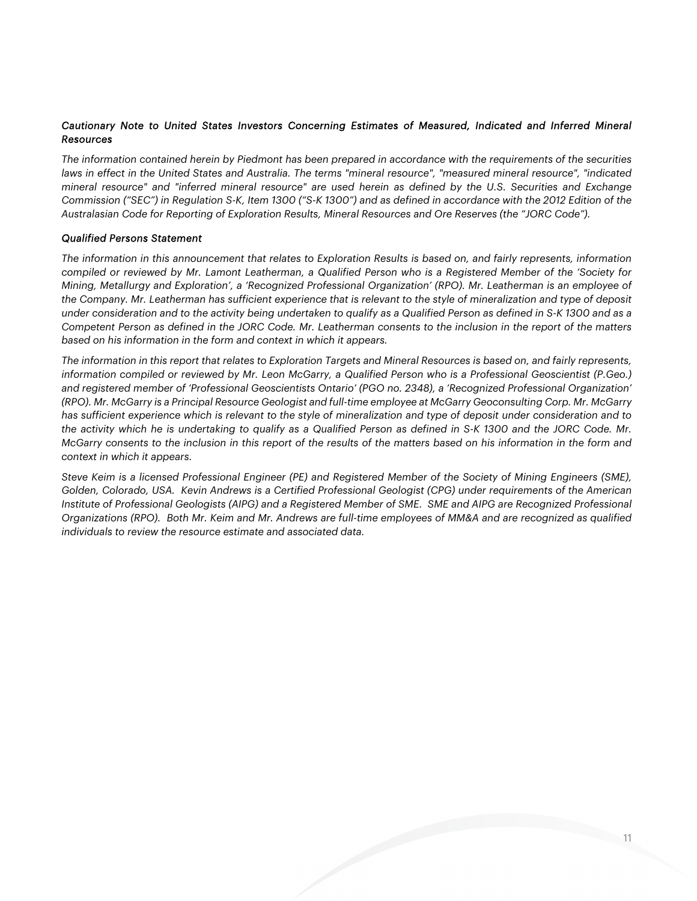*Cautionary Note to United States Investors Concerning Estimates of Measured, Indicated and Inferred Mineral Resources*

*The information contained herein by Piedmont has been prepared in accordance with the requirements of the securities laws in effect in the United States and Australia. The terms "mineral resource", "measured mineral resource", "indicated mineral resource" and "inferred mineral resource" are used herein as defined by the U.S. Securities and Exchange Commission ("SEC") in Regulation S-K, Item 1300 ("S-K 1300") and as defined in accordance with the 2012 Edition of the Australasian Code for Reporting of Exploration Results, Mineral Resources and Ore Reserves (the "JORC Code").*

*Qualified Persons Statement*

*The information in this announcement that relates to Exploration Results is based on, and fairly represents, information compiled or reviewed by Mr. Lamont Leatherman, a Qualified Person who is a Registered Member of the 'Society for Mining, Metallurgy and Exploration', a 'Recognized Professional Organization' (RPO). Mr. Leatherman is an employee of the Company. Mr. Leatherman has sufficient experience that is relevant to the style of mineralization and type of deposit under consideration and to the activity being undertaken to qualify as a Qualified Person as defined in S-K 1300 and as a Competent Person as defined in the JORC Code. Mr. Leatherman consents to the inclusion in the report of the matters based on his information in the form and context in which it appears.*

*The information in this report that relates to Exploration Targets and Mineral Resources is based on, and fairly represents, information compiled or reviewed by Mr. Leon McGarry, a Qualified Person who is a Professional Geoscientist (P.Geo.) and registered member of 'Professional Geoscientists Ontario' (PGO no. 2348), a 'Recognized Professional Organization' (RPO). Mr. McGarry is a Principal Resource Geologist and full-time employee at McGarry Geoconsulting Corp. Mr. McGarry has sufficient experience which is relevant to the style of mineralization and type of deposit under consideration and to the activity which he is undertaking to qualify as a Qualified Person as defined in S-K 1300 and the JORC Code. Mr. McGarry consents to the inclusion in this report of the results of the matters based on his information in the form and context in which it appears.*

*Steve Keim is a licensed Professional Engineer (PE) and Registered Member of the Society of Mining Engineers (SME), Golden, Colorado, USA. Kevin Andrews is a Certified Professional Geologist (CPG) under requirements of the American Institute of Professional Geologists (AIPG) and a Registered Member of SME. SME and AIPG are Recognized Professional Organizations (RPO). Both Mr. Keim and Mr. Andrews are full-time employees of MM&A and are recognized as qualified individuals to review the resource estimate and associated data.*